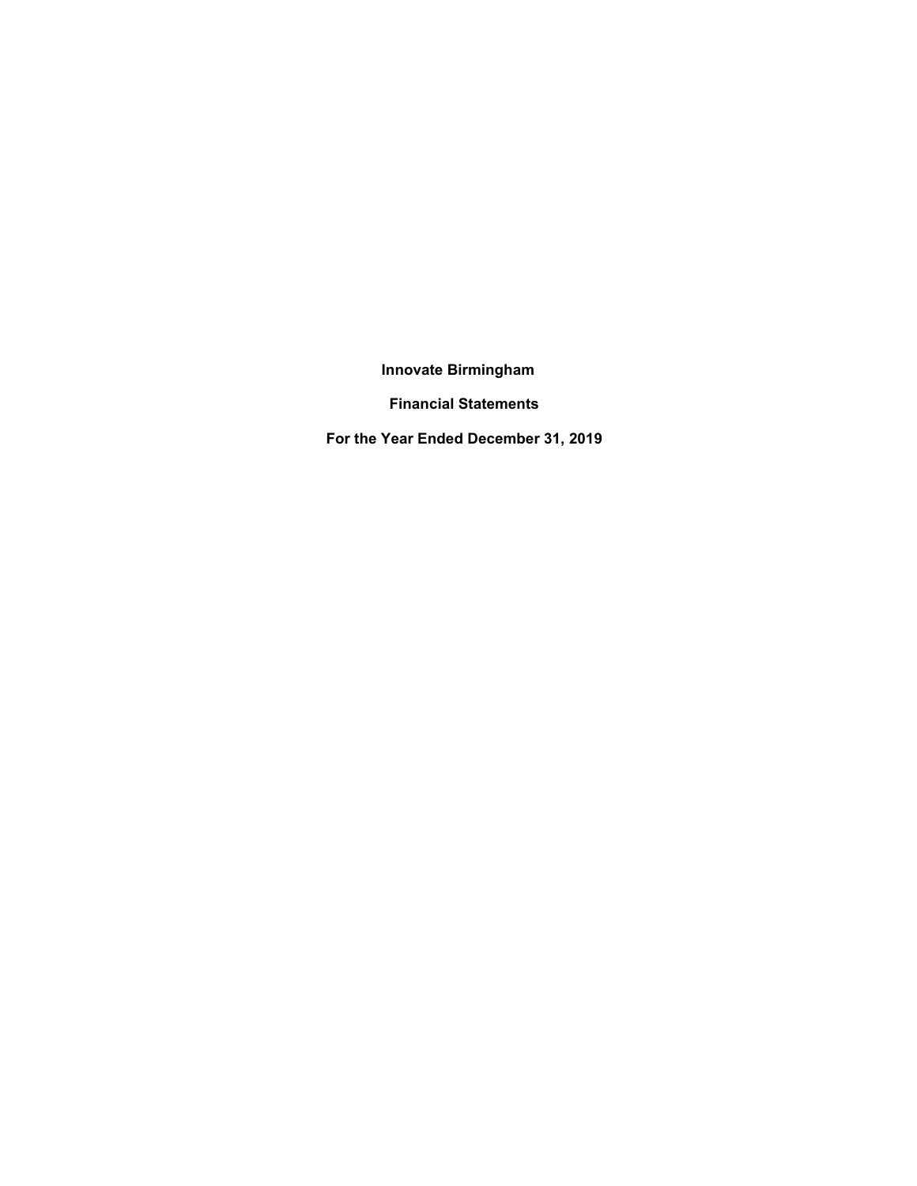# Innovate Birmingham

## Financial Statements

## For the Year Ended December 31, 2019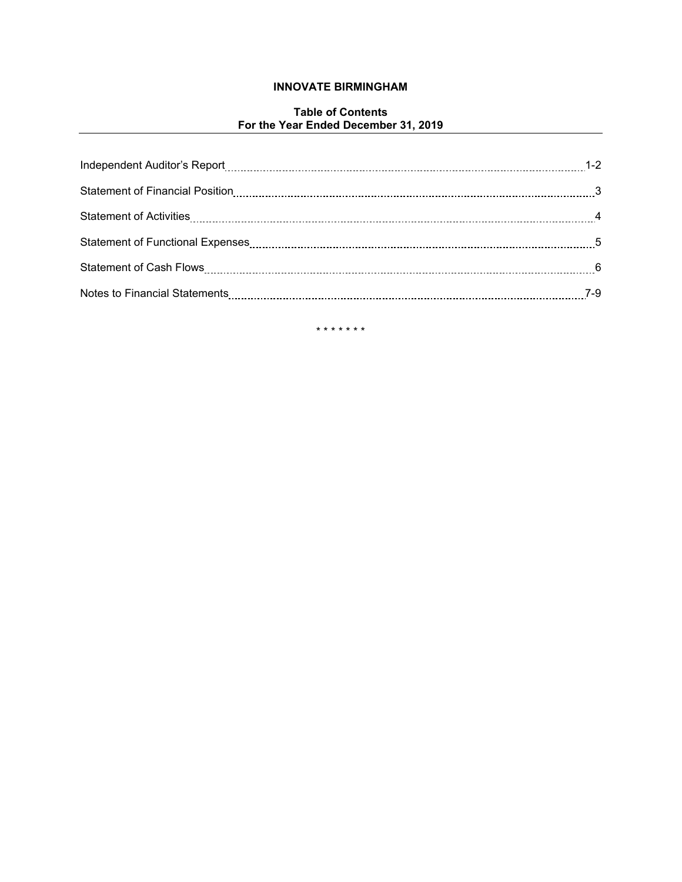# INNOVATE BIRMINGHAM

## Table of Contents
## For the Year Ended December 31, 2019

| | |
|---|---|
| Independent Auditor's Report | 1-2 |
| Statement of Financial Position | 3 |
| Statement of Activities | 4 |
| Statement of Functional Expenses | 5 |
| Statement of Cash Flows | 6 |
| Notes to Financial Statements | 7-9 |

\* \* \* \* \* \* \*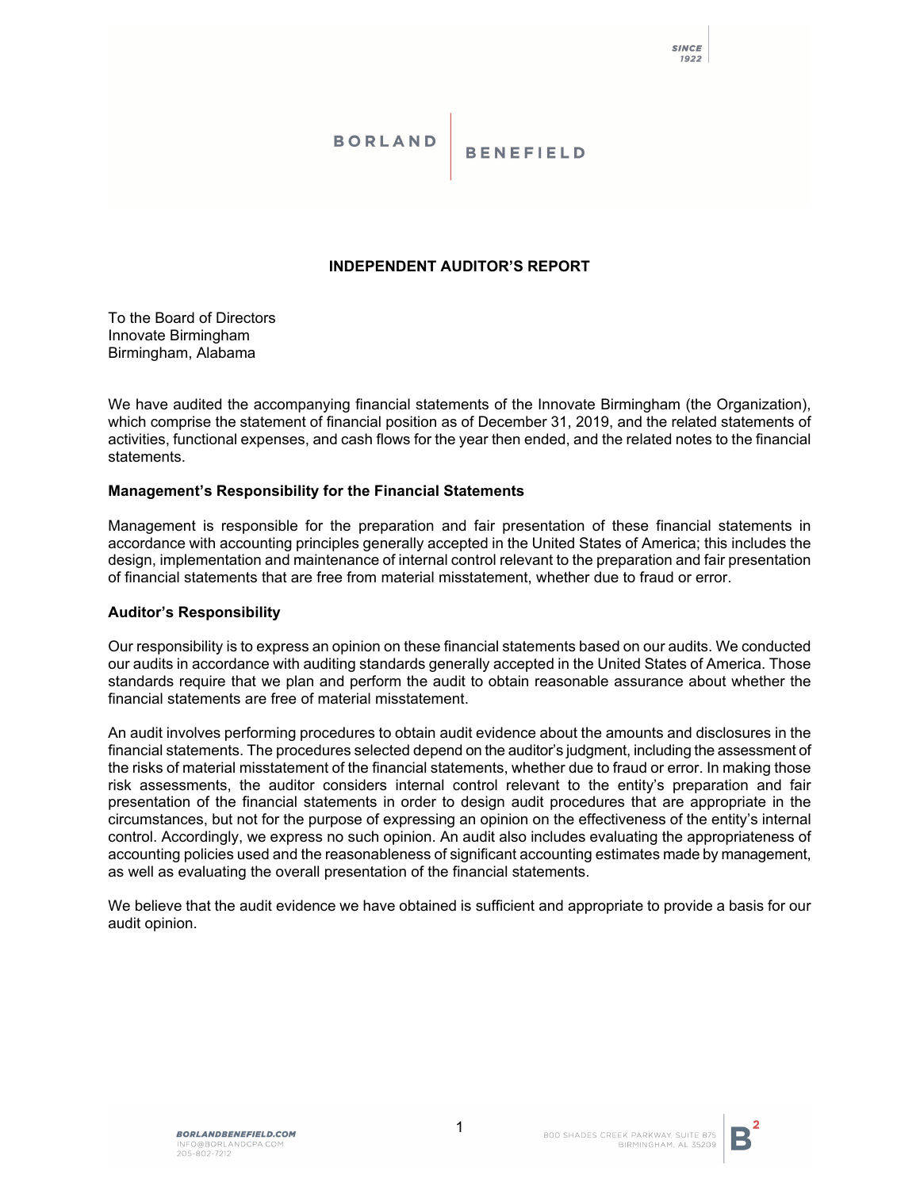# INDEPENDENT AUDITOR'S REPORT

To the Board of Directors
Innovate Birmingham
Birmingham, Alabama

We have audited the accompanying financial statements of the Innovate Birmingham (the Organization), which comprise the statement of financial position as of December 31, 2019, and the related statements of activities, functional expenses, and cash flows for the year then ended, and the related notes to the financial statements.

**Management's Responsibility for the Financial Statements**

Management is responsible for the preparation and fair presentation of these financial statements in accordance with accounting principles generally accepted in the United States of America; this includes the design, implementation and maintenance of internal control relevant to the preparation and fair presentation of financial statements that are free from material misstatement, whether due to fraud or error.

**Auditor's Responsibility**

Our responsibility is to express an opinion on these financial statements based on our audits. We conducted our audits in accordance with auditing standards generally accepted in the United States of America. Those standards require that we plan and perform the audit to obtain reasonable assurance about whether the financial statements are free of material misstatement.

An audit involves performing procedures to obtain audit evidence about the amounts and disclosures in the financial statements. The procedures selected depend on the auditor's judgment, including the assessment of the risks of material misstatement of the financial statements, whether due to fraud or error. In making those risk assessments, the auditor considers internal control relevant to the entity's preparation and fair presentation of the financial statements in order to design audit procedures that are appropriate in the circumstances, but not for the purpose of expressing an opinion on the effectiveness of the entity's internal control. Accordingly, we express no such opinion. An audit also includes evaluating the appropriateness of accounting policies used and the reasonableness of significant accounting estimates made by management, as well as evaluating the overall presentation of the financial statements.

We believe that the audit evidence we have obtained is sufficient and appropriate to provide a basis for our audit opinion.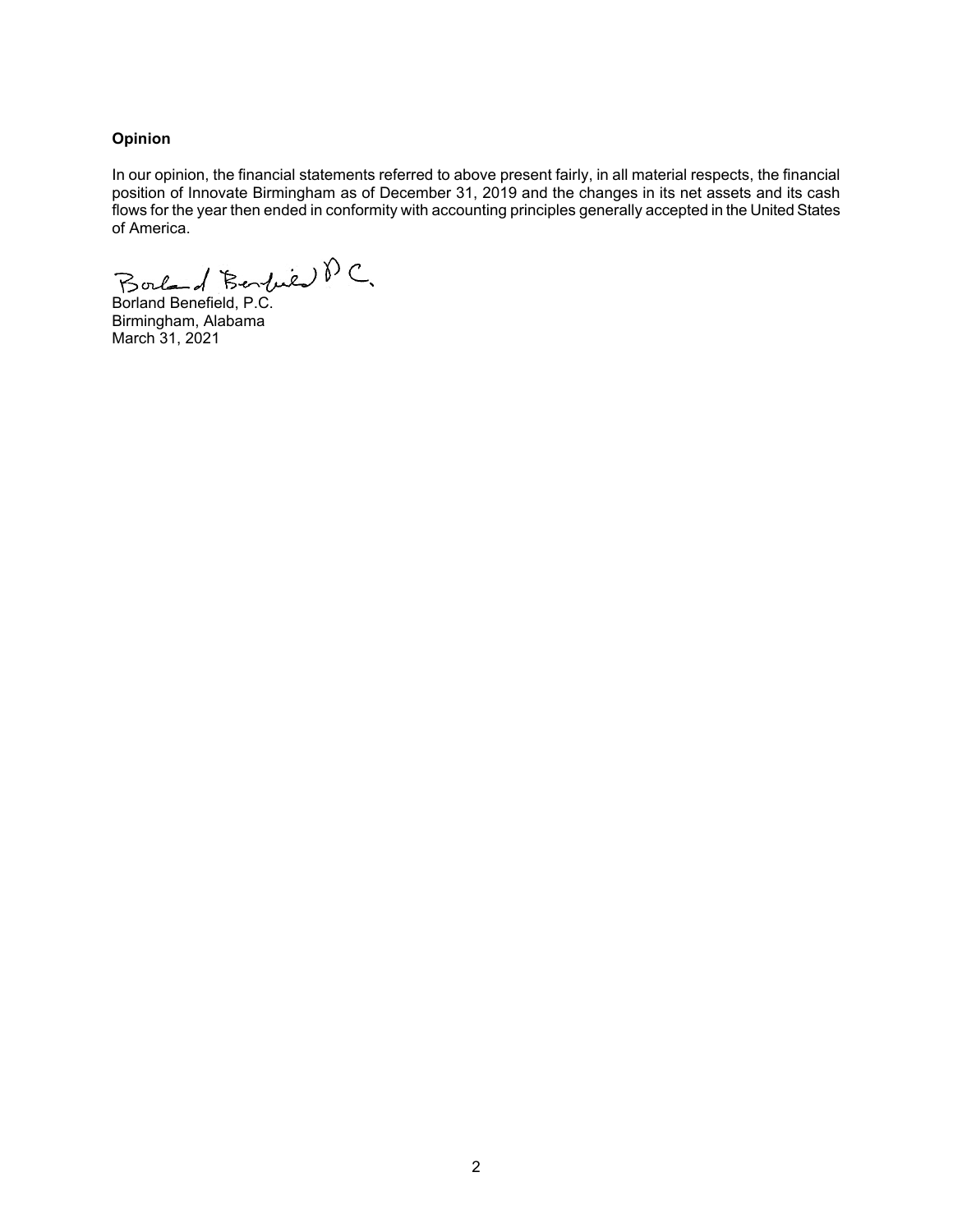### Opinion

In our opinion, the financial statements referred to above present fairly, in all material respects, the financial position of Innovate Birmingham as of December 31, 2019 and the changes in its net assets and its cash flows for the year then ended in conformity with accounting principles generally accepted in the United States of America.

Borland Benefield, P.C.
Birmingham, Alabama
March 31, 2021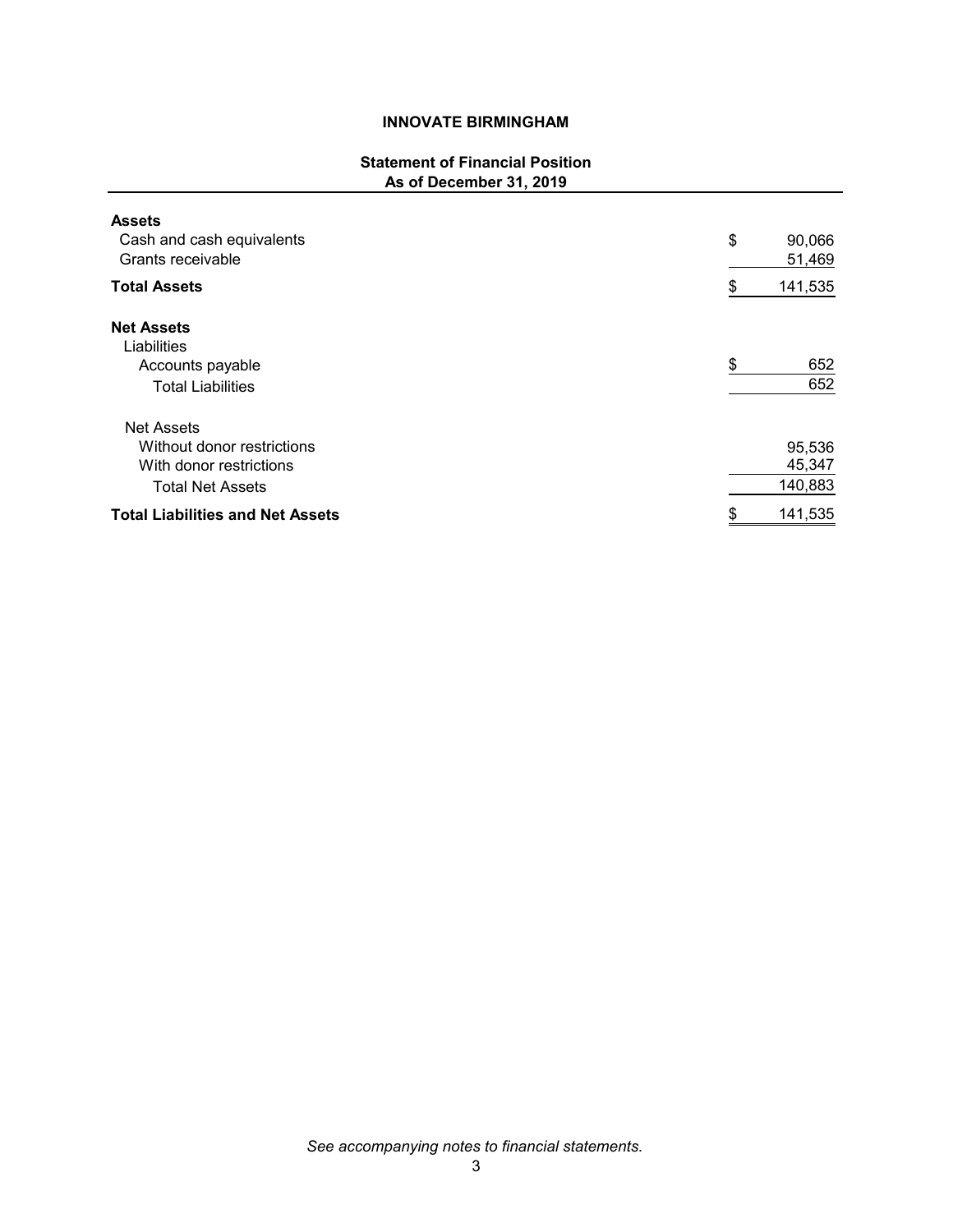# INNOVATE BIRMINGHAM

## Statement of Financial Position
### As of December 31, 2019

| | |
|---|---|
| **Assets** | |
| Cash and cash equivalents | $ 90,066 |
| Grants receivable | 51,469 |
| **Total Assets** | $ 141,535 |
| **Net Assets** | |
| Liabilities | |
| Accounts payable | $ 652 |
| Total Liabilities | 652 |
| Net Assets | |
| Without donor restrictions | 95,536 |
| With donor restrictions | 45,347 |
| Total Net Assets | 140,883 |
| **Total Liabilities and Net Assets** | $ 141,535 |

*See accompanying notes to financial statements.*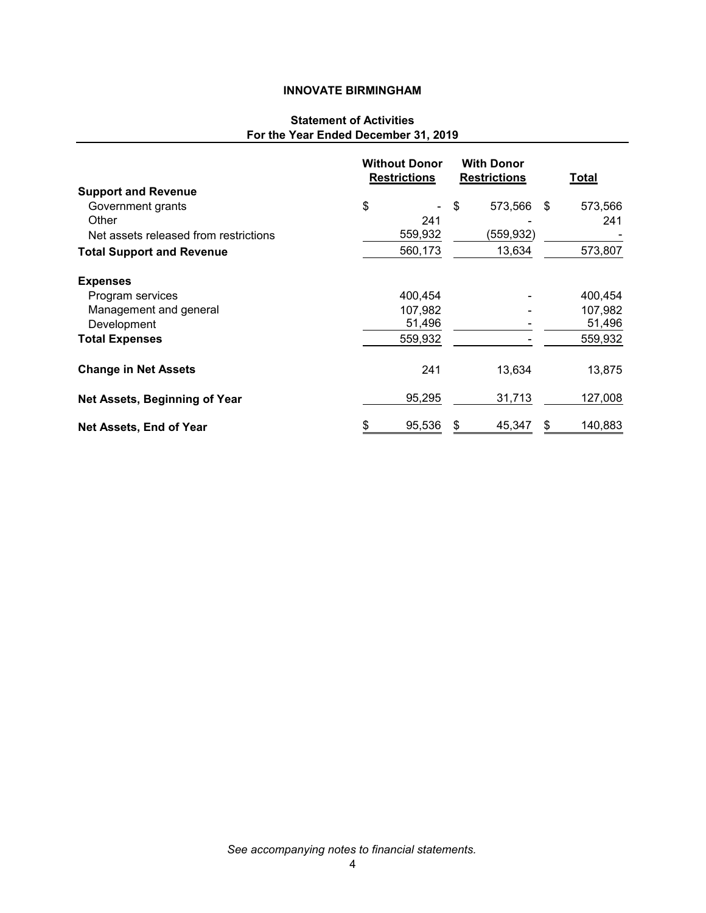# INNOVATE BIRMINGHAM

## Statement of Activities
### For the Year Ended December 31, 2019

| | Without Donor Restrictions | With Donor Restrictions | Total |
|---|---|---|---|
| **Support and Revenue** | | | |
| Government grants | $ - | $ 573,566 | $ 573,566 |
| Other | 241 | - | 241 |
| Net assets released from restrictions | 559,932 | (559,932) | - |
| **Total Support and Revenue** | 560,173 | 13,634 | 573,807 |
| **Expenses** | | | |
| Program services | 400,454 | - | 400,454 |
| Management and general | 107,982 | - | 107,982 |
| Development | 51,496 | - | 51,496 |
| **Total Expenses** | 559,932 | - | 559,932 |
| **Change in Net Assets** | 241 | 13,634 | 13,875 |
| **Net Assets, Beginning of Year** | 95,295 | 31,713 | 127,008 |
| **Net Assets, End of Year** | $ 95,536 | $ 45,347 | $ 140,883 |

*See accompanying notes to financial statements.*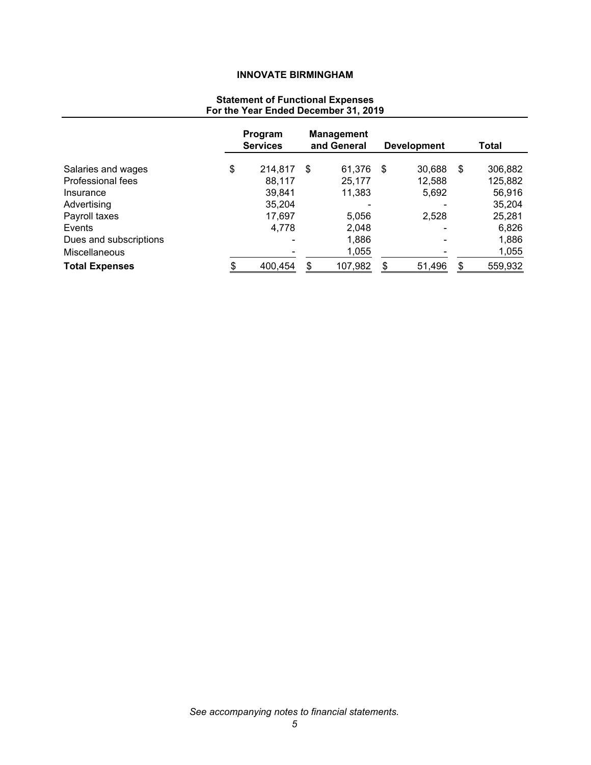**INNOVATE BIRMINGHAM**

**Statement of Functional Expenses**
**For the Year Ended December 31, 2019**

| | Program Services | Management and General | Development | Total |
|---|---|---|---|---|
| Salaries and wages | $ 214,817 | $ 61,376 | $ 30,688 | $ 306,882 |
| Professional fees | 88,117 | 25,177 | 12,588 | 125,882 |
| Insurance | 39,841 | 11,383 | 5,692 | 56,916 |
| Advertising | 35,204 | - | - | 35,204 |
| Payroll taxes | 17,697 | 5,056 | 2,528 | 25,281 |
| Events | 4,778 | 2,048 | - | 6,826 |
| Dues and subscriptions | - | 1,886 | - | 1,886 |
| Miscellaneous | - | 1,055 | - | 1,055 |
| **Total Expenses** | $ 400,454 | $ 107,982 | $ 51,496 | $ 559,932 |

*See accompanying notes to financial statements.*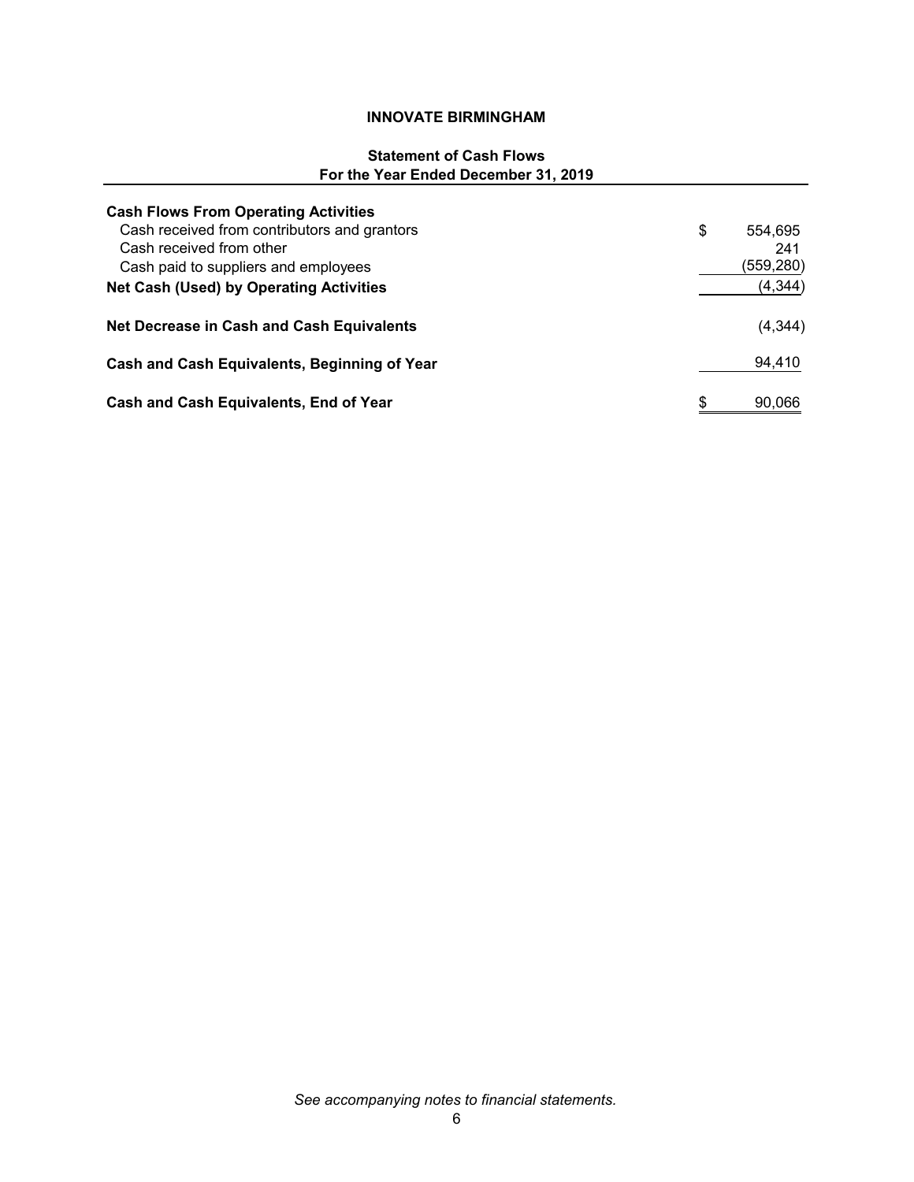# INNOVATE BIRMINGHAM

## Statement of Cash Flows
### For the Year Ended December 31, 2019

| | |
|---|---|
| **Cash Flows From Operating Activities** | |
| Cash received from contributors and grantors | $ 554,695 |
| Cash received from other | 241 |
| Cash paid to suppliers and employees | (559,280) |
| **Net Cash (Used) by Operating Activities** | (4,344) |
| **Net Decrease in Cash and Cash Equivalents** | (4,344) |
| **Cash and Cash Equivalents, Beginning of Year** | 94,410 |
| **Cash and Cash Equivalents, End of Year** | $ 90,066 |

*See accompanying notes to financial statements.*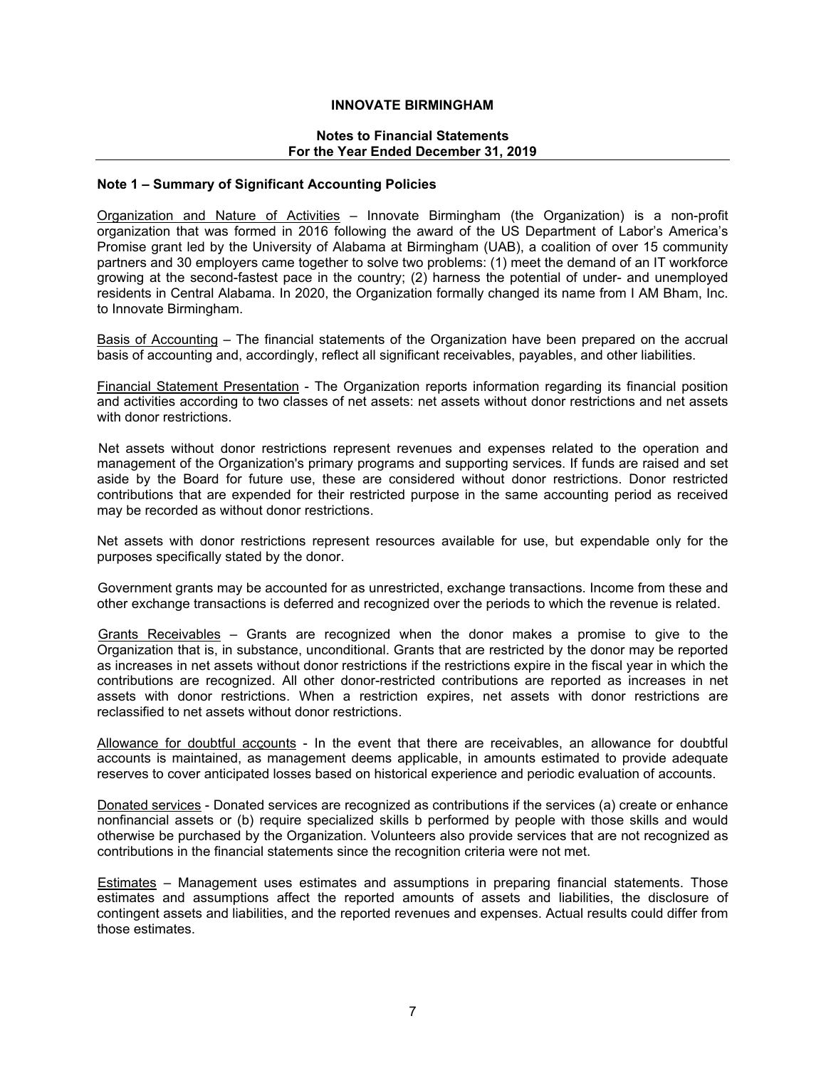# INNOVATE BIRMINGHAM

## Notes to Financial Statements
## For the Year Ended December 31, 2019

### Note 1 – Summary of Significant Accounting Policies

Organization and Nature of Activities – Innovate Birmingham (the Organization) is a non-profit organization that was formed in 2016 following the award of the US Department of Labor's America's Promise grant led by the University of Alabama at Birmingham (UAB), a coalition of over 15 community partners and 30 employers came together to solve two problems: (1) meet the demand of an IT workforce growing at the second-fastest pace in the country; (2) harness the potential of under- and unemployed residents in Central Alabama. In 2020, the Organization formally changed its name from I AM Bham, Inc. to Innovate Birmingham.

Basis of Accounting – The financial statements of the Organization have been prepared on the accrual basis of accounting and, accordingly, reflect all significant receivables, payables, and other liabilities.

Financial Statement Presentation - The Organization reports information regarding its financial position and activities according to two classes of net assets: net assets without donor restrictions and net assets with donor restrictions.

Net assets without donor restrictions represent revenues and expenses related to the operation and management of the Organization's primary programs and supporting services. If funds are raised and set aside by the Board for future use, these are considered without donor restrictions. Donor restricted contributions that are expended for their restricted purpose in the same accounting period as received may be recorded as without donor restrictions.

Net assets with donor restrictions represent resources available for use, but expendable only for the purposes specifically stated by the donor.

Government grants may be accounted for as unrestricted, exchange transactions. Income from these and other exchange transactions is deferred and recognized over the periods to which the revenue is related.

Grants Receivables – Grants are recognized when the donor makes a promise to give to the Organization that is, in substance, unconditional. Grants that are restricted by the donor may be reported as increases in net assets without donor restrictions if the restrictions expire in the fiscal year in which the contributions are recognized. All other donor-restricted contributions are reported as increases in net assets with donor restrictions. When a restriction expires, net assets with donor restrictions are reclassified to net assets without donor restrictions.

Allowance for doubtful accounts - In the event that there are receivables, an allowance for doubtful accounts is maintained, as management deems applicable, in amounts estimated to provide adequate reserves to cover anticipated losses based on historical experience and periodic evaluation of accounts.

Donated services - Donated services are recognized as contributions if the services (a) create or enhance nonfinancial assets or (b) require specialized skills b performed by people with those skills and would otherwise be purchased by the Organization. Volunteers also provide services that are not recognized as contributions in the financial statements since the recognition criteria were not met.

Estimates – Management uses estimates and assumptions in preparing financial statements. Those estimates and assumptions affect the reported amounts of assets and liabilities, the disclosure of contingent assets and liabilities, and the reported revenues and expenses. Actual results could differ from those estimates.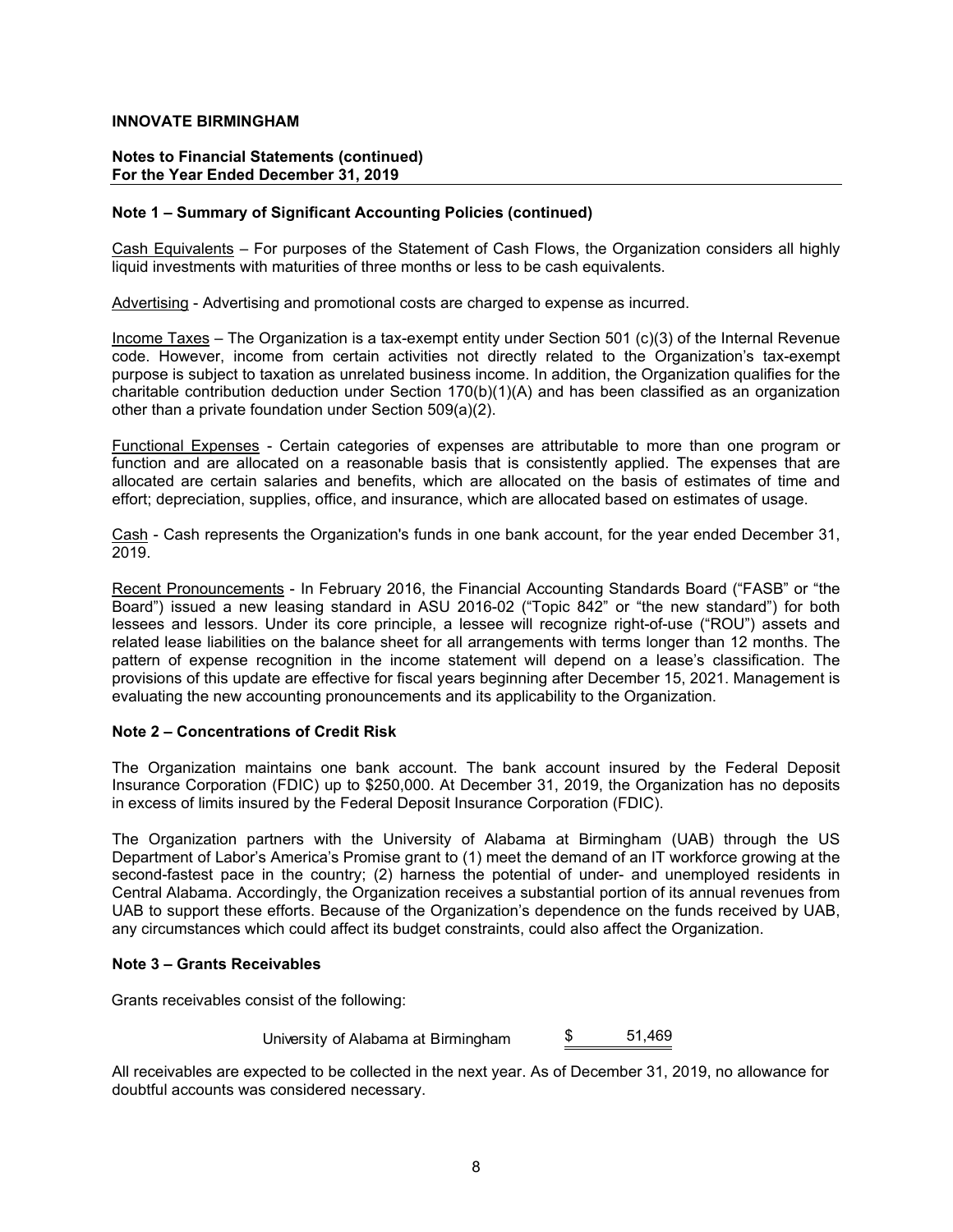**INNOVATE BIRMINGHAM**

**Notes to Financial Statements (continued)**
**For the Year Ended December 31, 2019**

### Note 1 – Summary of Significant Accounting Policies (continued)

Cash Equivalents – For purposes of the Statement of Cash Flows, the Organization considers all highly liquid investments with maturities of three months or less to be cash equivalents.

Advertising - Advertising and promotional costs are charged to expense as incurred.

Income Taxes – The Organization is a tax-exempt entity under Section 501 (c)(3) of the Internal Revenue code. However, income from certain activities not directly related to the Organization's tax-exempt purpose is subject to taxation as unrelated business income. In addition, the Organization qualifies for the charitable contribution deduction under Section 170(b)(1)(A) and has been classified as an organization other than a private foundation under Section 509(a)(2).

Functional Expenses - Certain categories of expenses are attributable to more than one program or function and are allocated on a reasonable basis that is consistently applied. The expenses that are allocated are certain salaries and benefits, which are allocated on the basis of estimates of time and effort; depreciation, supplies, office, and insurance, which are allocated based on estimates of usage.

Cash - Cash represents the Organization's funds in one bank account, for the year ended December 31, 2019.

Recent Pronouncements - In February 2016, the Financial Accounting Standards Board ("FASB" or "the Board") issued a new leasing standard in ASU 2016-02 ("Topic 842" or "the new standard") for both lessees and lessors. Under its core principle, a lessee will recognize right-of-use ("ROU") assets and related lease liabilities on the balance sheet for all arrangements with terms longer than 12 months. The pattern of expense recognition in the income statement will depend on a lease's classification. The provisions of this update are effective for fiscal years beginning after December 15, 2021. Management is evaluating the new accounting pronouncements and its applicability to the Organization.

### Note 2 – Concentrations of Credit Risk

The Organization maintains one bank account. The bank account insured by the Federal Deposit Insurance Corporation (FDIC) up to $250,000. At December 31, 2019, the Organization has no deposits in excess of limits insured by the Federal Deposit Insurance Corporation (FDIC).

The Organization partners with the University of Alabama at Birmingham (UAB) through the US Department of Labor's America's Promise grant to (1) meet the demand of an IT workforce growing at the second-fastest pace in the country; (2) harness the potential of under- and unemployed residents in Central Alabama. Accordingly, the Organization receives a substantial portion of its annual revenues from UAB to support these efforts. Because of the Organization's dependence on the funds received by UAB, any circumstances which could affect its budget constraints, could also affect the Organization.

### Note 3 – Grants Receivables

Grants receivables consist of the following:

| | |
|---|---|
| University of Alabama at Birmingham | $ 51,469 |

All receivables are expected to be collected in the next year. As of December 31, 2019, no allowance for doubtful accounts was considered necessary.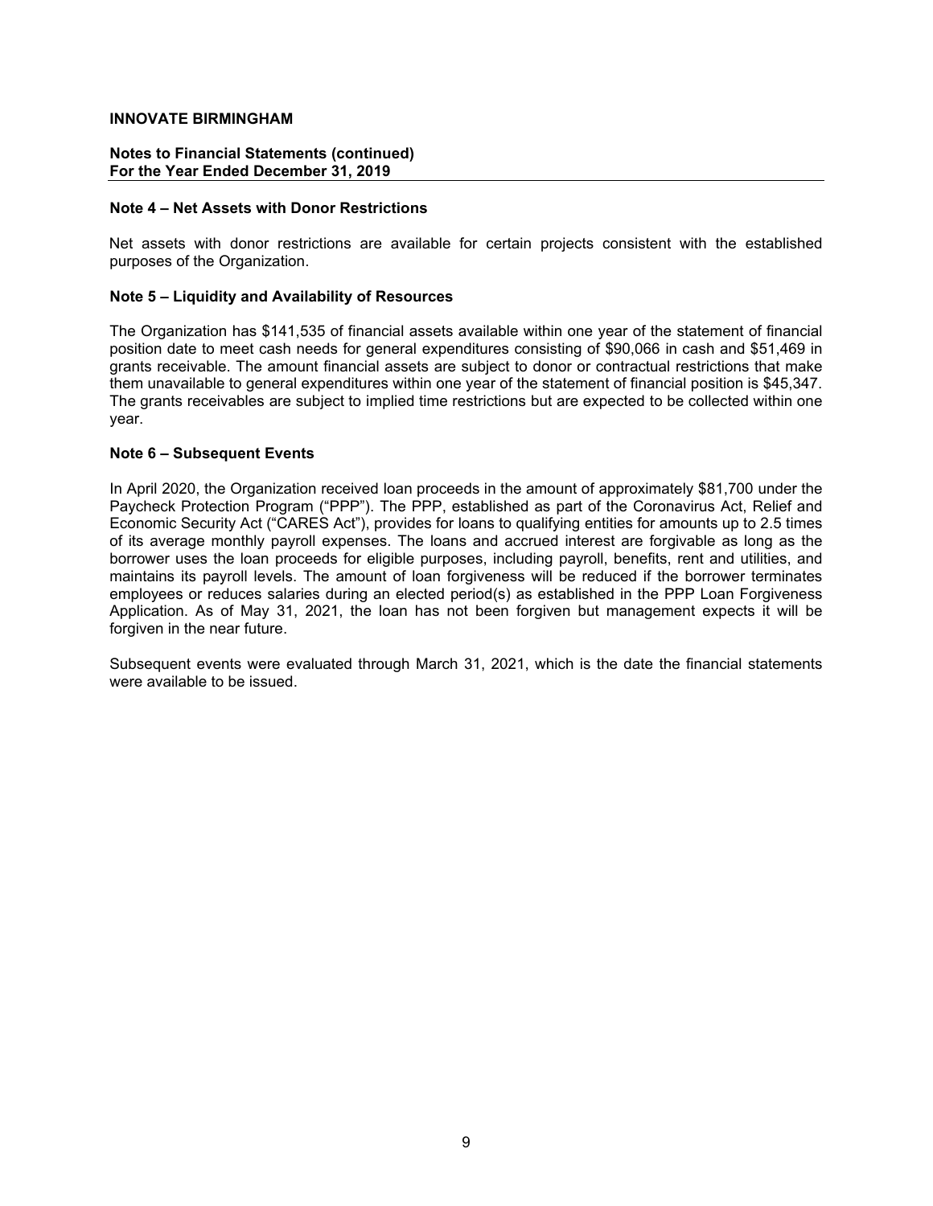**INNOVATE BIRMINGHAM**

**Notes to Financial Statements (continued)**
**For the Year Ended December 31, 2019**

### Note 4 – Net Assets with Donor Restrictions

Net assets with donor restrictions are available for certain projects consistent with the established purposes of the Organization.

### Note 5 – Liquidity and Availability of Resources

The Organization has $141,535 of financial assets available within one year of the statement of financial position date to meet cash needs for general expenditures consisting of $90,066 in cash and $51,469 in grants receivable. The amount financial assets are subject to donor or contractual restrictions that make them unavailable to general expenditures within one year of the statement of financial position is $45,347. The grants receivables are subject to implied time restrictions but are expected to be collected within one year.

### Note 6 – Subsequent Events

In April 2020, the Organization received loan proceeds in the amount of approximately $81,700 under the Paycheck Protection Program ("PPP"). The PPP, established as part of the Coronavirus Act, Relief and Economic Security Act ("CARES Act"), provides for loans to qualifying entities for amounts up to 2.5 times of its average monthly payroll expenses. The loans and accrued interest are forgivable as long as the borrower uses the loan proceeds for eligible purposes, including payroll, benefits, rent and utilities, and maintains its payroll levels. The amount of loan forgiveness will be reduced if the borrower terminates employees or reduces salaries during an elected period(s) as established in the PPP Loan Forgiveness Application. As of May 31, 2021, the loan has not been forgiven but management expects it will be forgiven in the near future.

Subsequent events were evaluated through March 31, 2021, which is the date the financial statements were available to be issued.